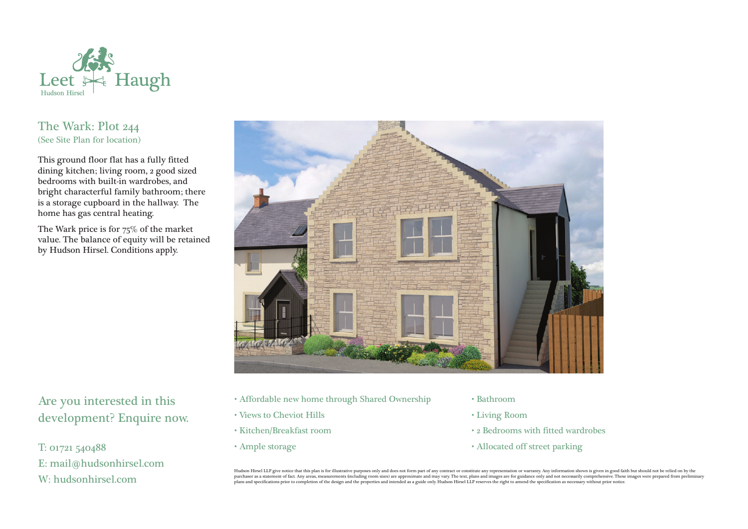Leet Haugh

Hudson Hirsel

## The Wark: Plot 244

(See Site Plan for location)

This ground floor flat has a fully fitted dining kitchen; living room, 2 good sized bedrooms with built-in wardrobes, and bright characterful family bathroom; there is a storage cupboard in the hallway. The home has gas central heating.

The Wark price is for 75% of the market value. The balance of equity will be retained by Hudson Hirsel. Conditions apply.

## Are you interested in this development? Enquire now.

T: 01721 540488
E: mail@hudsonhirsel.com
W: hudsonhirsel.com

- Affordable new home through Shared Ownership
- Views to Cheviot Hills
- Kitchen/Breakfast room
- Ample storage
- Bathroom
- Living Room
- 2 Bedrooms with fitted wardrobes
- Allocated off street parking

Hudson Hirsel LLP give notice that this plan is for illustrative purposes only and does not form part of any contract or constitute any representation or warranty. Any information shown is given in good faith but should not be relied on by the purchaser as a statement of fact. Any areas, measurements (including room sizes) are approximate and may vary. The text, plans and images are for guidance only and not necessarily comprehensive. These images were prepared from preliminary plans and specifications prior to completion of the design and the properties and intended as a guide only. Hudson Hirsel LLP reserves the right to amend the specification as necessary without prior notice.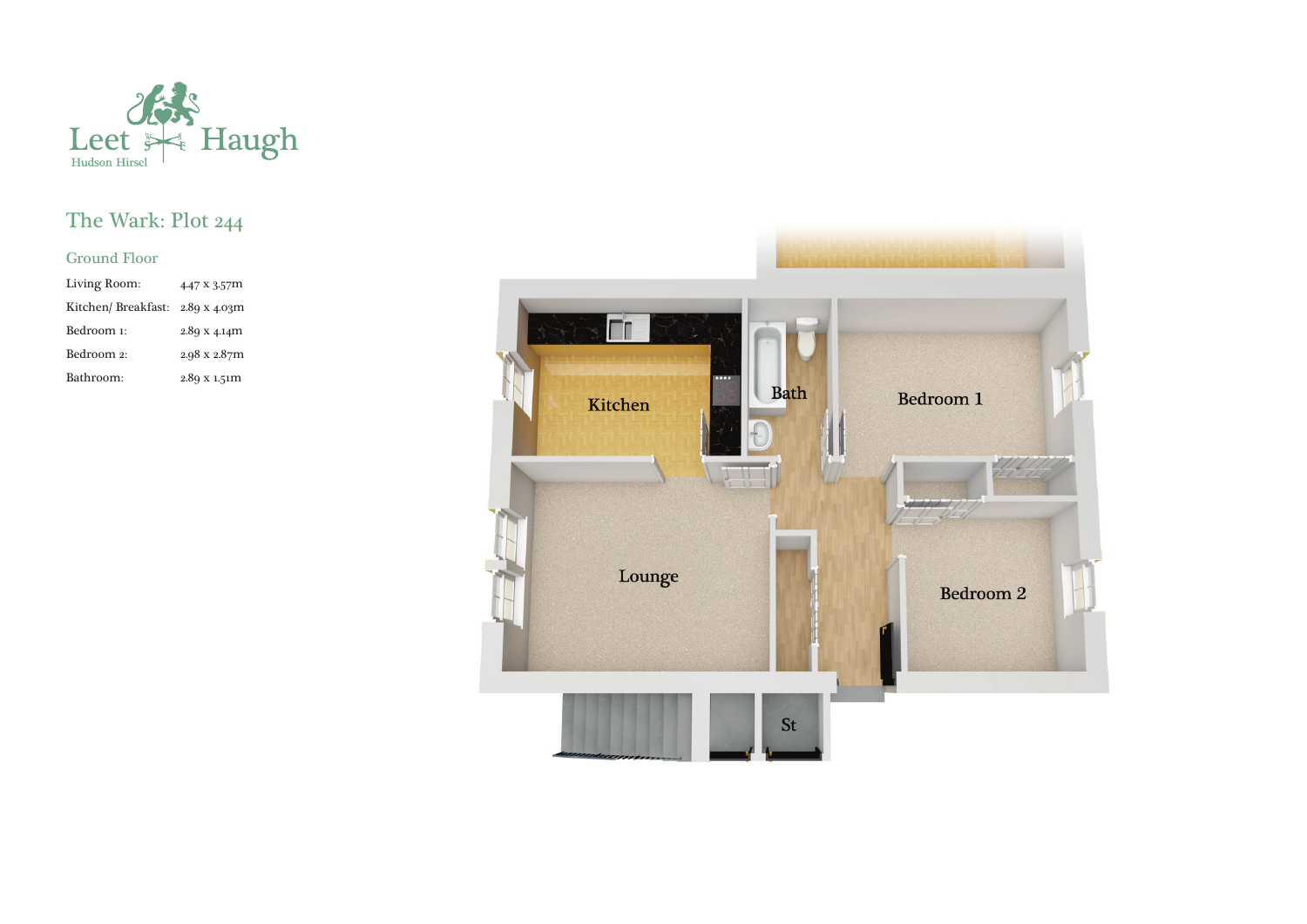Leet Haugh

Hudson Hirsel

## The Wark: Plot 244

### Ground Floor

| | |
|---|---|
| Living Room: | 4.47 x 3.57m |
| Kitchen/ Breakfast: | 2.89 x 4.03m |
| Bedroom 1: | 2.89 x 4.14m |
| Bedroom 2: | 2.98 x 2.87m |
| Bathroom: | 2.89 x 1.51m |

Kitchen

Bath

Bedroom 1

Lounge

Bedroom 2

St